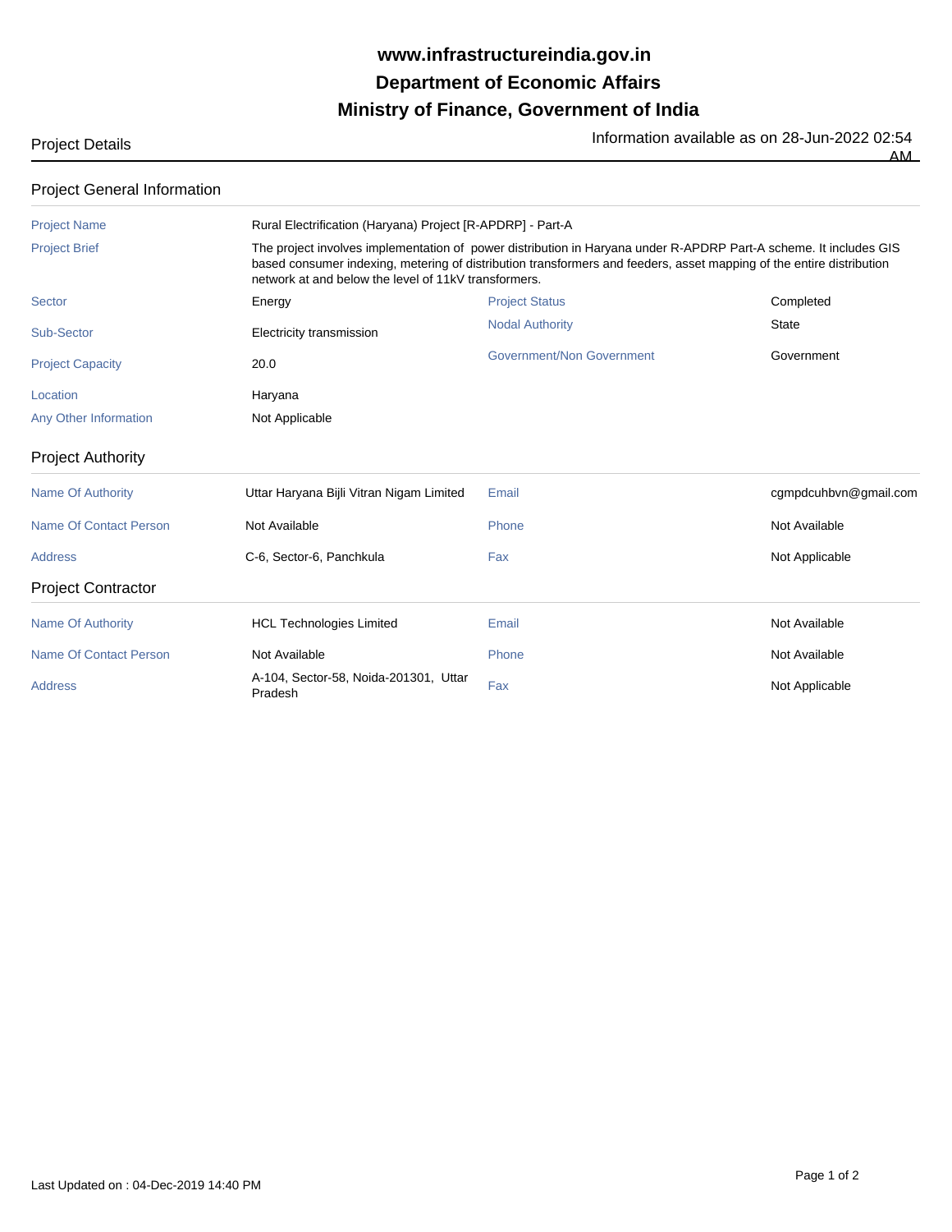# www.infrastructureindia.gov.in
# Department of Economic Affairs
# Ministry of Finance, Government of India

Project Details

Information available as on 28-Jun-2022 02:54 AM

## Project General Information

| | | | |
|---|---|---|---|
| Project Name | Rural Electrification (Haryana) Project [R-APDRP] - Part-A | | |
| Project Brief | The project involves implementation of power distribution in Haryana under R-APDRP Part-A scheme. It includes GIS based consumer indexing, metering of distribution transformers and feeders, asset mapping of the entire distribution network at and below the level of 11kV transformers. | | |
| Sector | Energy | Project Status | Completed |
| Sub-Sector | Electricity transmission | Nodal Authority | State |
| Project Capacity | 20.0 | Government/Non Government | Government |
| Location | Haryana | | |
| Any Other Information | Not Applicable | | |

## Project Authority

| | | | |
|---|---|---|---|
| Name Of Authority | Uttar Haryana Bijli Vitran Nigam Limited | Email | cgmpdcuhbvn@gmail.com |
| Name Of Contact Person | Not Available | Phone | Not Available |
| Address | C-6, Sector-6, Panchkula | Fax | Not Applicable |

## Project Contractor

| | | | |
|---|---|---|---|
| Name Of Authority | HCL Technologies Limited | Email | Not Available |
| Name Of Contact Person | Not Available | Phone | Not Available |
| Address | A-104, Sector-58, Noida-201301, Uttar Pradesh | Fax | Not Applicable |

Last Updated on : 04-Dec-2019 14:40 PM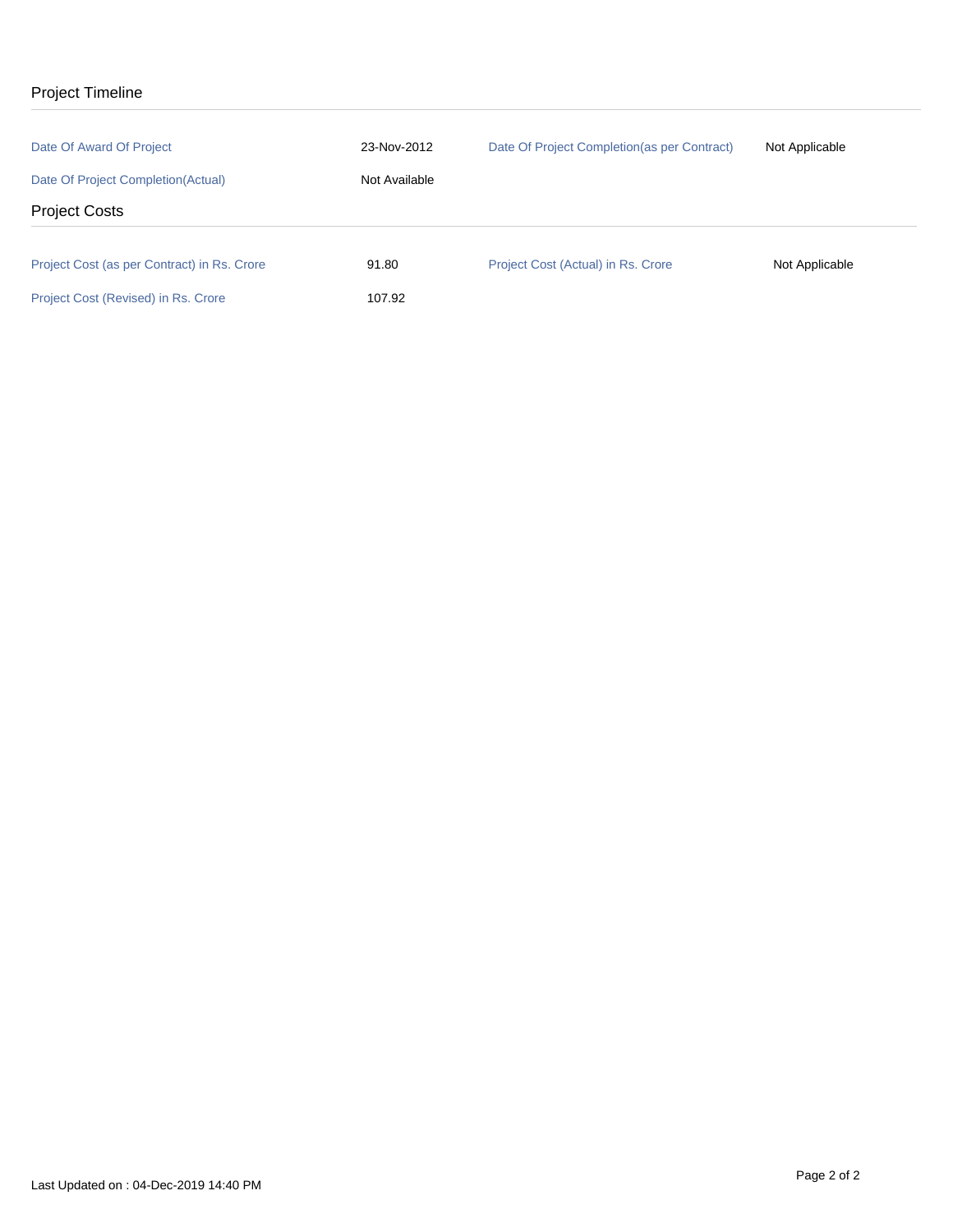## Project Timeline

| | | | |
|---|---|---|---|
| Date Of Award Of Project | 23-Nov-2012 | Date Of Project Completion(as per Contract) | Not Applicable |
| Date Of Project Completion(Actual) | Not Available | | |

## Project Costs

| | | | |
|---|---|---|---|
| Project Cost (as per Contract) in Rs. Crore | 91.80 | Project Cost (Actual) in Rs. Crore | Not Applicable |
| Project Cost (Revised) in Rs. Crore | 107.92 | | |

Last Updated on : 04-Dec-2019 14:40 PM